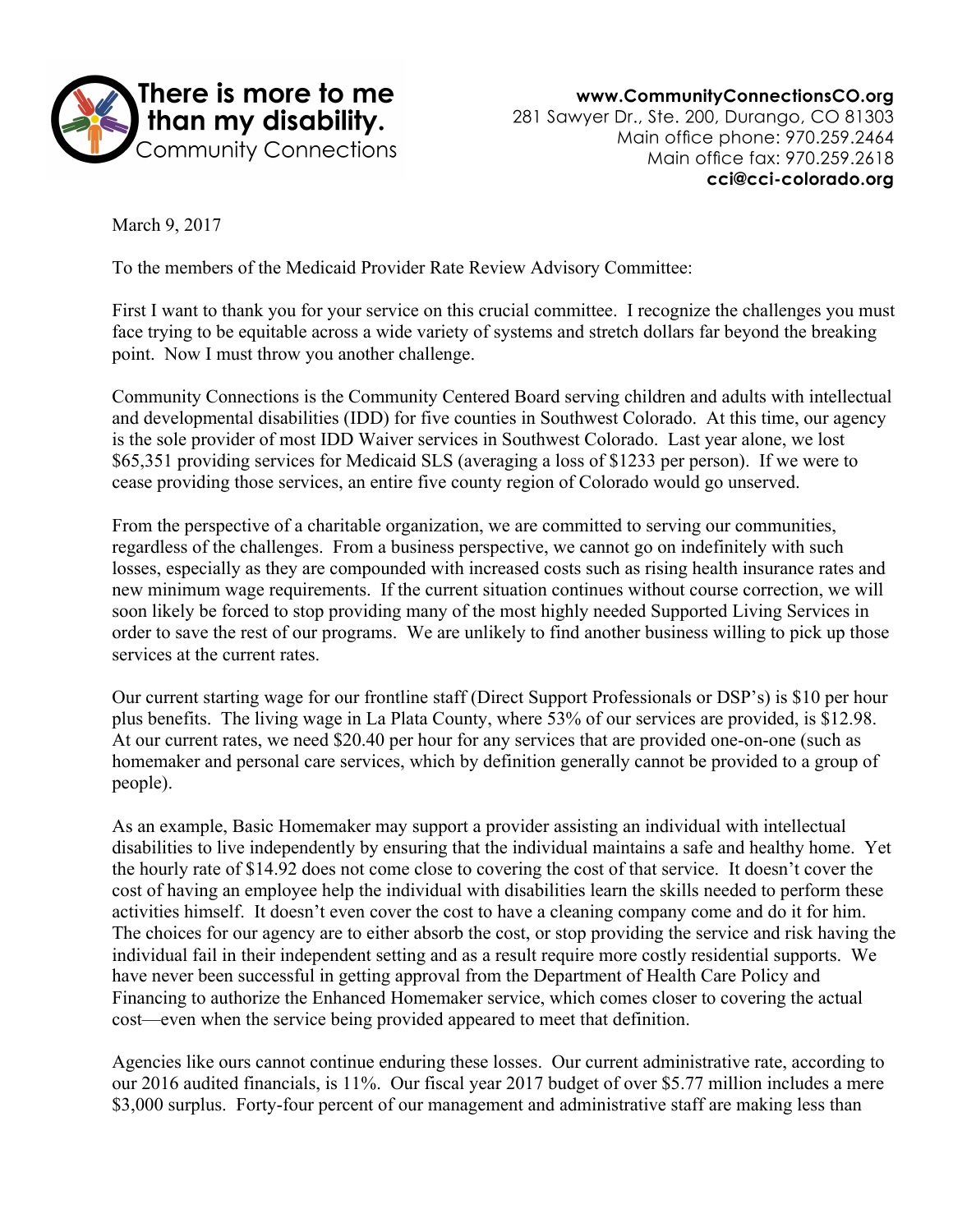**There is more to me than my disability.**
Community Connections

**www.CommunityConnectionsCO.org**
281 Sawyer Dr., Ste. 200, Durango, CO 81303
Main office phone: 970.259.2464
Main office fax: 970.259.2618
**cci@cci-colorado.org**

March 9, 2017

To the members of the Medicaid Provider Rate Review Advisory Committee:

First I want to thank you for your service on this crucial committee. I recognize the challenges you must face trying to be equitable across a wide variety of systems and stretch dollars far beyond the breaking point. Now I must throw you another challenge.

Community Connections is the Community Centered Board serving children and adults with intellectual and developmental disabilities (IDD) for five counties in Southwest Colorado. At this time, our agency is the sole provider of most IDD Waiver services in Southwest Colorado. Last year alone, we lost $65,351 providing services for Medicaid SLS (averaging a loss of $1233 per person). If we were to cease providing those services, an entire five county region of Colorado would go unserved.

From the perspective of a charitable organization, we are committed to serving our communities, regardless of the challenges. From a business perspective, we cannot go on indefinitely with such losses, especially as they are compounded with increased costs such as rising health insurance rates and new minimum wage requirements. If the current situation continues without course correction, we will soon likely be forced to stop providing many of the most highly needed Supported Living Services in order to save the rest of our programs. We are unlikely to find another business willing to pick up those services at the current rates.

Our current starting wage for our frontline staff (Direct Support Professionals or DSP's) is $10 per hour plus benefits. The living wage in La Plata County, where 53% of our services are provided, is $12.98. At our current rates, we need $20.40 per hour for any services that are provided one-on-one (such as homemaker and personal care services, which by definition generally cannot be provided to a group of people).

As an example, Basic Homemaker may support a provider assisting an individual with intellectual disabilities to live independently by ensuring that the individual maintains a safe and healthy home. Yet the hourly rate of $14.92 does not come close to covering the cost of that service. It doesn't cover the cost of having an employee help the individual with disabilities learn the skills needed to perform these activities himself. It doesn't even cover the cost to have a cleaning company come and do it for him. The choices for our agency are to either absorb the cost, or stop providing the service and risk having the individual fail in their independent setting and as a result require more costly residential supports. We have never been successful in getting approval from the Department of Health Care Policy and Financing to authorize the Enhanced Homemaker service, which comes closer to covering the actual cost—even when the service being provided appeared to meet that definition.

Agencies like ours cannot continue enduring these losses. Our current administrative rate, according to our 2016 audited financials, is 11%. Our fiscal year 2017 budget of over $5.77 million includes a mere $3,000 surplus. Forty-four percent of our management and administrative staff are making less than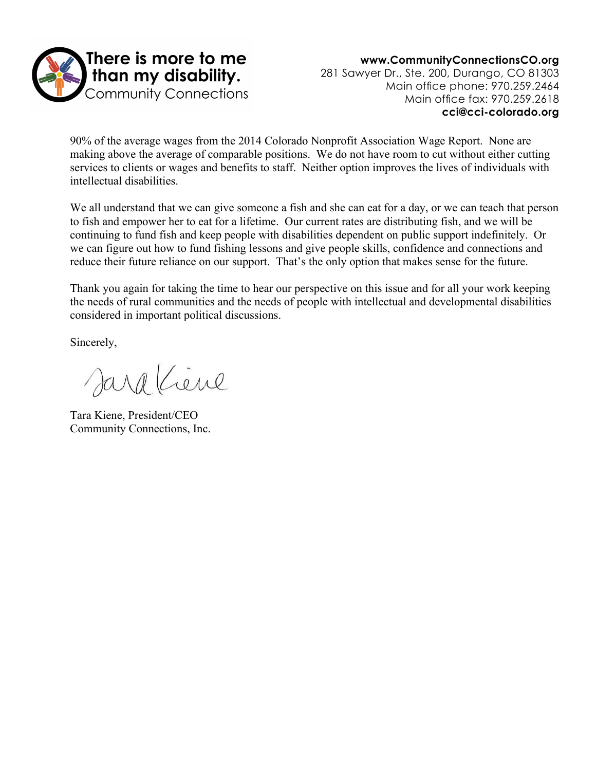**There is more to me than my disability.**
Community Connections

**www.CommunityConnectionsCO.org**
281 Sawyer Dr., Ste. 200, Durango, CO 81303
Main office phone: 970.259.2464
Main office fax: 970.259.2618
**cci@cci-colorado.org**

90% of the average wages from the 2014 Colorado Nonprofit Association Wage Report. None are making above the average of comparable positions. We do not have room to cut without either cutting services to clients or wages and benefits to staff. Neither option improves the lives of individuals with intellectual disabilities.

We all understand that we can give someone a fish and she can eat for a day, or we can teach that person to fish and empower her to eat for a lifetime. Our current rates are distributing fish, and we will be continuing to fund fish and keep people with disabilities dependent on public support indefinitely. Or we can figure out how to fund fishing lessons and give people skills, confidence and connections and reduce their future reliance on our support. That's the only option that makes sense for the future.

Thank you again for taking the time to hear our perspective on this issue and for all your work keeping the needs of rural communities and the needs of people with intellectual and developmental disabilities considered in important political discussions.

Sincerely,

Tara Kiene

Tara Kiene, President/CEO
Community Connections, Inc.